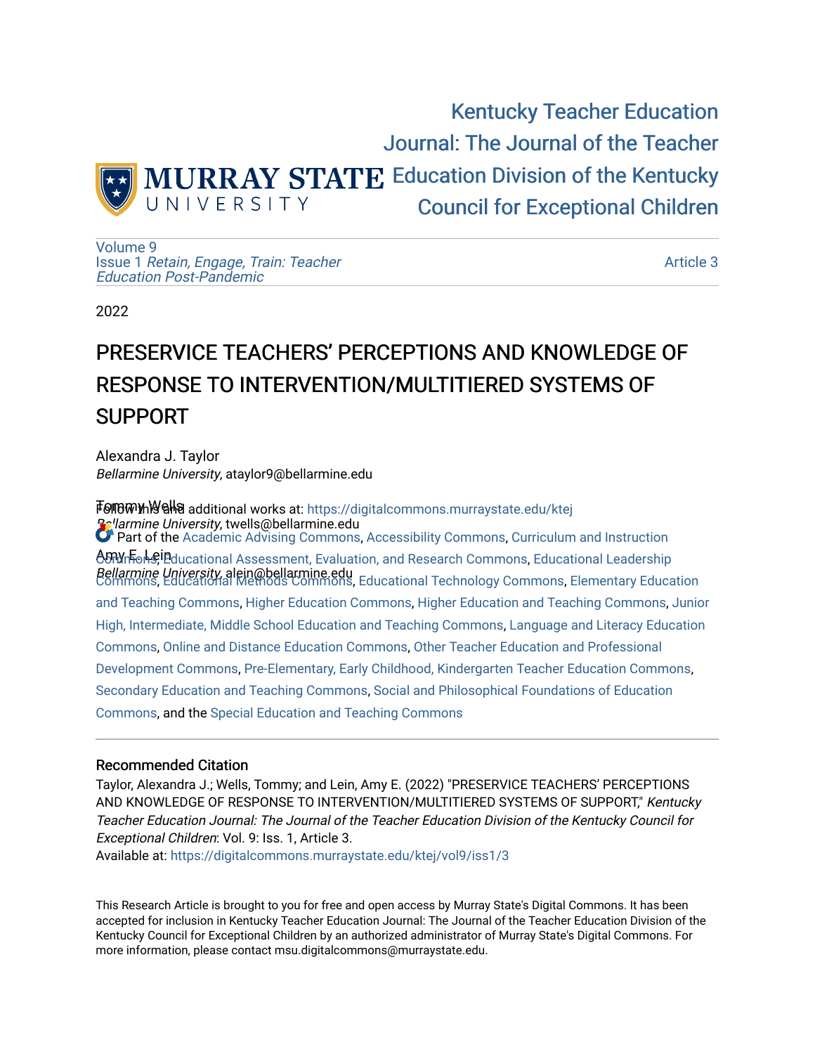Kentucky Teacher Education Journal: The Journal of the Teacher Education Division of the Kentucky Council for Exceptional Children

Volume 9
Issue 1 *Retain, Engage, Train: Teacher Education Post-Pandemic*

Article 3

2022

# PRESERVICE TEACHERS' PERCEPTIONS AND KNOWLEDGE OF RESPONSE TO INTERVENTION/MULTITIERED SYSTEMS OF SUPPORT

Alexandra J. Taylor
*Bellarmine University*, ataylor9@bellarmine.edu

Tommy Wells
*Bellarmine University*, twells@bellarmine.edu

Amy E. Lein
*Bellarmine University*, alein@bellarmine.edu

Follow this and additional works at: https://digitalcommons.murraystate.edu/ktej

Part of the Academic Advising Commons, Accessibility Commons, Curriculum and Instruction Commons, Educational Assessment, Evaluation, and Research Commons, Educational Leadership Commons, Educational Methods Commons, Educational Technology Commons, Elementary Education and Teaching Commons, Higher Education Commons, Higher Education and Teaching Commons, Junior High, Intermediate, Middle School Education and Teaching Commons, Language and Literacy Education Commons, Online and Distance Education Commons, Other Teacher Education and Professional Development Commons, Pre-Elementary, Early Childhood, Kindergarten Teacher Education Commons, Secondary Education and Teaching Commons, Social and Philosophical Foundations of Education Commons, and the Special Education and Teaching Commons

## Recommended Citation

Taylor, Alexandra J.; Wells, Tommy; and Lein, Amy E. (2022) "PRESERVICE TEACHERS' PERCEPTIONS AND KNOWLEDGE OF RESPONSE TO INTERVENTION/MULTITIERED SYSTEMS OF SUPPORT," *Kentucky Teacher Education Journal: The Journal of the Teacher Education Division of the Kentucky Council for Exceptional Children*: Vol. 9: Iss. 1, Article 3.
Available at: https://digitalcommons.murraystate.edu/ktej/vol9/iss1/3

This Research Article is brought to you for free and open access by Murray State's Digital Commons. It has been accepted for inclusion in Kentucky Teacher Education Journal: The Journal of the Teacher Education Division of the Kentucky Council for Exceptional Children by an authorized administrator of Murray State's Digital Commons. For more information, please contact msu.digitalcommons@murraystate.edu.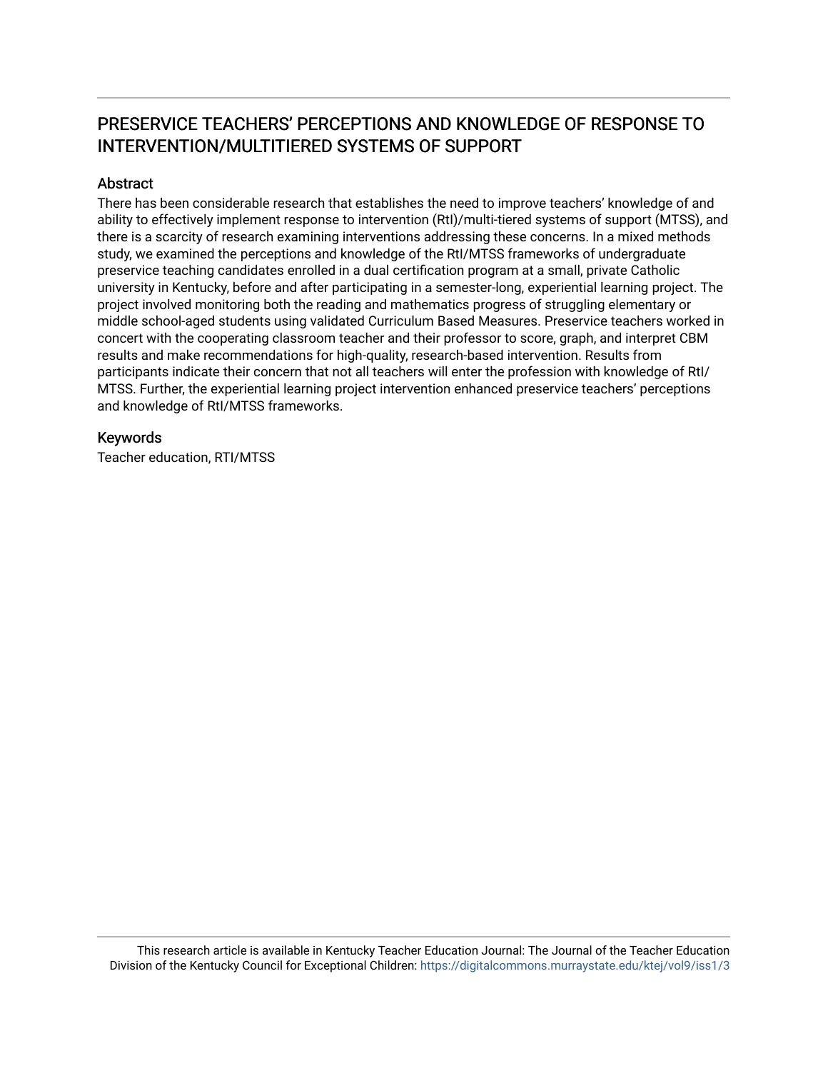# PRESERVICE TEACHERS' PERCEPTIONS AND KNOWLEDGE OF RESPONSE TO INTERVENTION/MULTITIERED SYSTEMS OF SUPPORT

## Abstract

There has been considerable research that establishes the need to improve teachers' knowledge of and ability to effectively implement response to intervention (RtI)/multi-tiered systems of support (MTSS), and there is a scarcity of research examining interventions addressing these concerns. In a mixed methods study, we examined the perceptions and knowledge of the RtI/MTSS frameworks of undergraduate preservice teaching candidates enrolled in a dual certification program at a small, private Catholic university in Kentucky, before and after participating in a semester-long, experiential learning project. The project involved monitoring both the reading and mathematics progress of struggling elementary or middle school-aged students using validated Curriculum Based Measures. Preservice teachers worked in concert with the cooperating classroom teacher and their professor to score, graph, and interpret CBM results and make recommendations for high-quality, research-based intervention. Results from participants indicate their concern that not all teachers will enter the profession with knowledge of RtI/MTSS. Further, the experiential learning project intervention enhanced preservice teachers' perceptions and knowledge of RtI/MTSS frameworks.

## Keywords

Teacher education, RTI/MTSS

This research article is available in Kentucky Teacher Education Journal: The Journal of the Teacher Education Division of the Kentucky Council for Exceptional Children: https://digitalcommons.murraystate.edu/ktej/vol9/iss1/3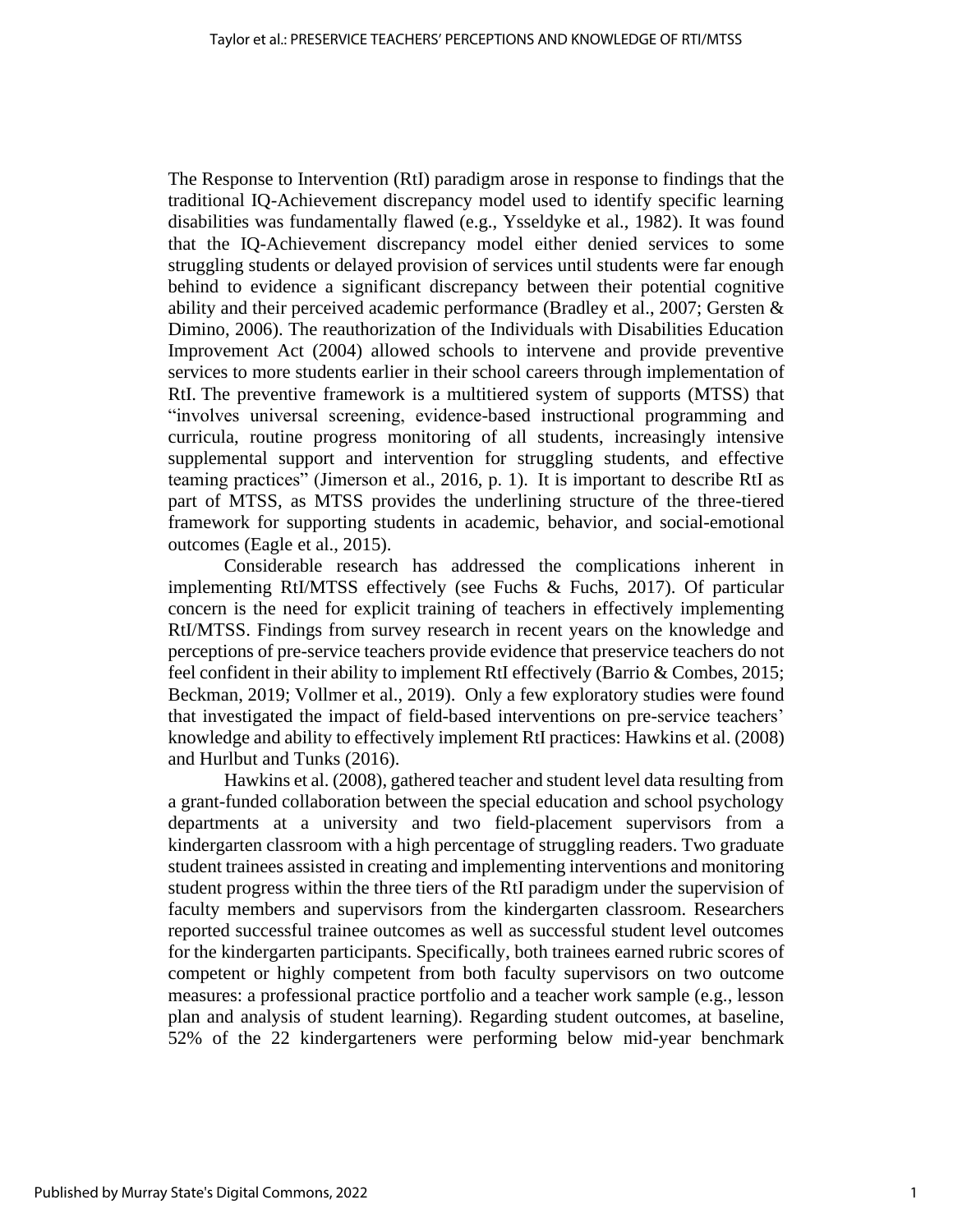The Response to Intervention (RtI) paradigm arose in response to findings that the traditional IQ-Achievement discrepancy model used to identify specific learning disabilities was fundamentally flawed (e.g., Ysseldyke et al., 1982). It was found that the IQ-Achievement discrepancy model either denied services to some struggling students or delayed provision of services until students were far enough behind to evidence a significant discrepancy between their potential cognitive ability and their perceived academic performance (Bradley et al., 2007; Gersten & Dimino, 2006). The reauthorization of the Individuals with Disabilities Education Improvement Act (2004) allowed schools to intervene and provide preventive services to more students earlier in their school careers through implementation of RtI. The preventive framework is a multitiered system of supports (MTSS) that "involves universal screening, evidence-based instructional programming and curricula, routine progress monitoring of all students, increasingly intensive supplemental support and intervention for struggling students, and effective teaming practices" (Jimerson et al., 2016, p. 1). It is important to describe RtI as part of MTSS, as MTSS provides the underlining structure of the three-tiered framework for supporting students in academic, behavior, and social-emotional outcomes (Eagle et al., 2015).

Considerable research has addressed the complications inherent in implementing RtI/MTSS effectively (see Fuchs & Fuchs, 2017). Of particular concern is the need for explicit training of teachers in effectively implementing RtI/MTSS. Findings from survey research in recent years on the knowledge and perceptions of pre-service teachers provide evidence that preservice teachers do not feel confident in their ability to implement RtI effectively (Barrio & Combes, 2015; Beckman, 2019; Vollmer et al., 2019). Only a few exploratory studies were found that investigated the impact of field-based interventions on pre-service teachers' knowledge and ability to effectively implement RtI practices: Hawkins et al. (2008) and Hurlbut and Tunks (2016).

Hawkins et al. (2008), gathered teacher and student level data resulting from a grant-funded collaboration between the special education and school psychology departments at a university and two field-placement supervisors from a kindergarten classroom with a high percentage of struggling readers. Two graduate student trainees assisted in creating and implementing interventions and monitoring student progress within the three tiers of the RtI paradigm under the supervision of faculty members and supervisors from the kindergarten classroom. Researchers reported successful trainee outcomes as well as successful student level outcomes for the kindergarten participants. Specifically, both trainees earned rubric scores of competent or highly competent from both faculty supervisors on two outcome measures: a professional practice portfolio and a teacher work sample (e.g., lesson plan and analysis of student learning). Regarding student outcomes, at baseline, 52% of the 22 kindergarteners were performing below mid-year benchmark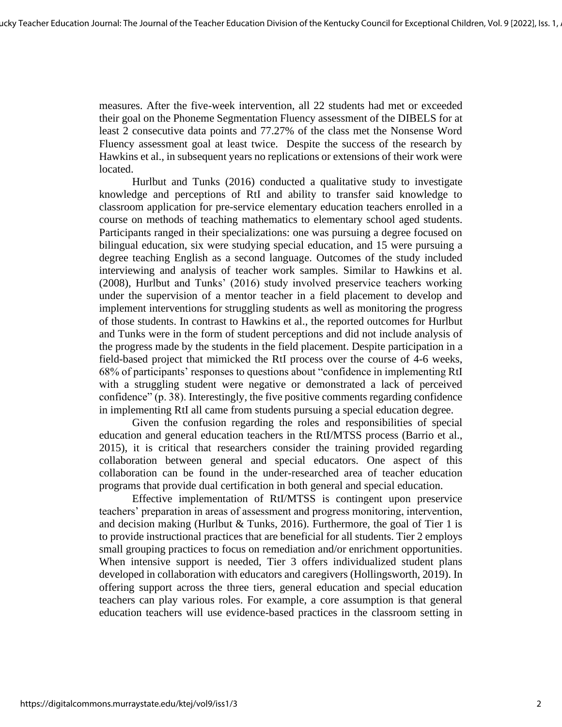measures. After the five-week intervention, all 22 students had met or exceeded their goal on the Phoneme Segmentation Fluency assessment of the DIBELS for at least 2 consecutive data points and 77.27% of the class met the Nonsense Word Fluency assessment goal at least twice. Despite the success of the research by Hawkins et al., in subsequent years no replications or extensions of their work were located.

Hurlbut and Tunks (2016) conducted a qualitative study to investigate knowledge and perceptions of RtI and ability to transfer said knowledge to classroom application for pre-service elementary education teachers enrolled in a course on methods of teaching mathematics to elementary school aged students. Participants ranged in their specializations: one was pursuing a degree focused on bilingual education, six were studying special education, and 15 were pursuing a degree teaching English as a second language. Outcomes of the study included interviewing and analysis of teacher work samples. Similar to Hawkins et al. (2008), Hurlbut and Tunks' (2016) study involved preservice teachers working under the supervision of a mentor teacher in a field placement to develop and implement interventions for struggling students as well as monitoring the progress of those students. In contrast to Hawkins et al., the reported outcomes for Hurlbut and Tunks were in the form of student perceptions and did not include analysis of the progress made by the students in the field placement. Despite participation in a field-based project that mimicked the RtI process over the course of 4-6 weeks, 68% of participants' responses to questions about "confidence in implementing RtI with a struggling student were negative or demonstrated a lack of perceived confidence" (p. 38). Interestingly, the five positive comments regarding confidence in implementing RtI all came from students pursuing a special education degree.

Given the confusion regarding the roles and responsibilities of special education and general education teachers in the RtI/MTSS process (Barrio et al., 2015), it is critical that researchers consider the training provided regarding collaboration between general and special educators. One aspect of this collaboration can be found in the under-researched area of teacher education programs that provide dual certification in both general and special education.

Effective implementation of RtI/MTSS is contingent upon preservice teachers' preparation in areas of assessment and progress monitoring, intervention, and decision making (Hurlbut & Tunks, 2016). Furthermore, the goal of Tier 1 is to provide instructional practices that are beneficial for all students. Tier 2 employs small grouping practices to focus on remediation and/or enrichment opportunities. When intensive support is needed, Tier 3 offers individualized student plans developed in collaboration with educators and caregivers (Hollingsworth, 2019). In offering support across the three tiers, general education and special education teachers can play various roles. For example, a core assumption is that general education teachers will use evidence-based practices in the classroom setting in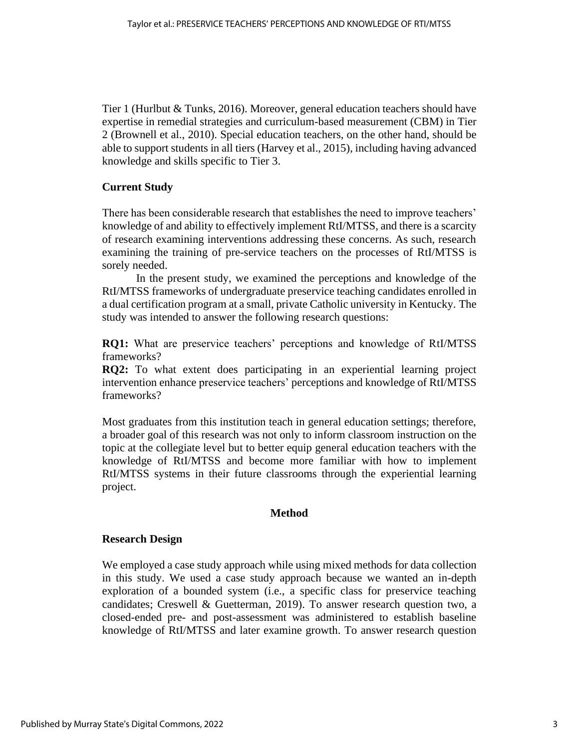Tier 1 (Hurlbut & Tunks, 2016). Moreover, general education teachers should have expertise in remedial strategies and curriculum-based measurement (CBM) in Tier 2 (Brownell et al., 2010). Special education teachers, on the other hand, should be able to support students in all tiers (Harvey et al., 2015), including having advanced knowledge and skills specific to Tier 3.

## Current Study

There has been considerable research that establishes the need to improve teachers' knowledge of and ability to effectively implement RtI/MTSS, and there is a scarcity of research examining interventions addressing these concerns. As such, research examining the training of pre-service teachers on the processes of RtI/MTSS is sorely needed.

In the present study, we examined the perceptions and knowledge of the RtI/MTSS frameworks of undergraduate preservice teaching candidates enrolled in a dual certification program at a small, private Catholic university in Kentucky. The study was intended to answer the following research questions:

**RQ1:** What are preservice teachers' perceptions and knowledge of RtI/MTSS frameworks?
**RQ2:** To what extent does participating in an experiential learning project intervention enhance preservice teachers' perceptions and knowledge of RtI/MTSS frameworks?

Most graduates from this institution teach in general education settings; therefore, a broader goal of this research was not only to inform classroom instruction on the topic at the collegiate level but to better equip general education teachers with the knowledge of RtI/MTSS and become more familiar with how to implement RtI/MTSS systems in their future classrooms through the experiential learning project.

# Method

## Research Design

We employed a case study approach while using mixed methods for data collection in this study. We used a case study approach because we wanted an in-depth exploration of a bounded system (i.e., a specific class for preservice teaching candidates; Creswell & Guetterman, 2019). To answer research question two, a closed-ended pre- and post-assessment was administered to establish baseline knowledge of RtI/MTSS and later examine growth. To answer research question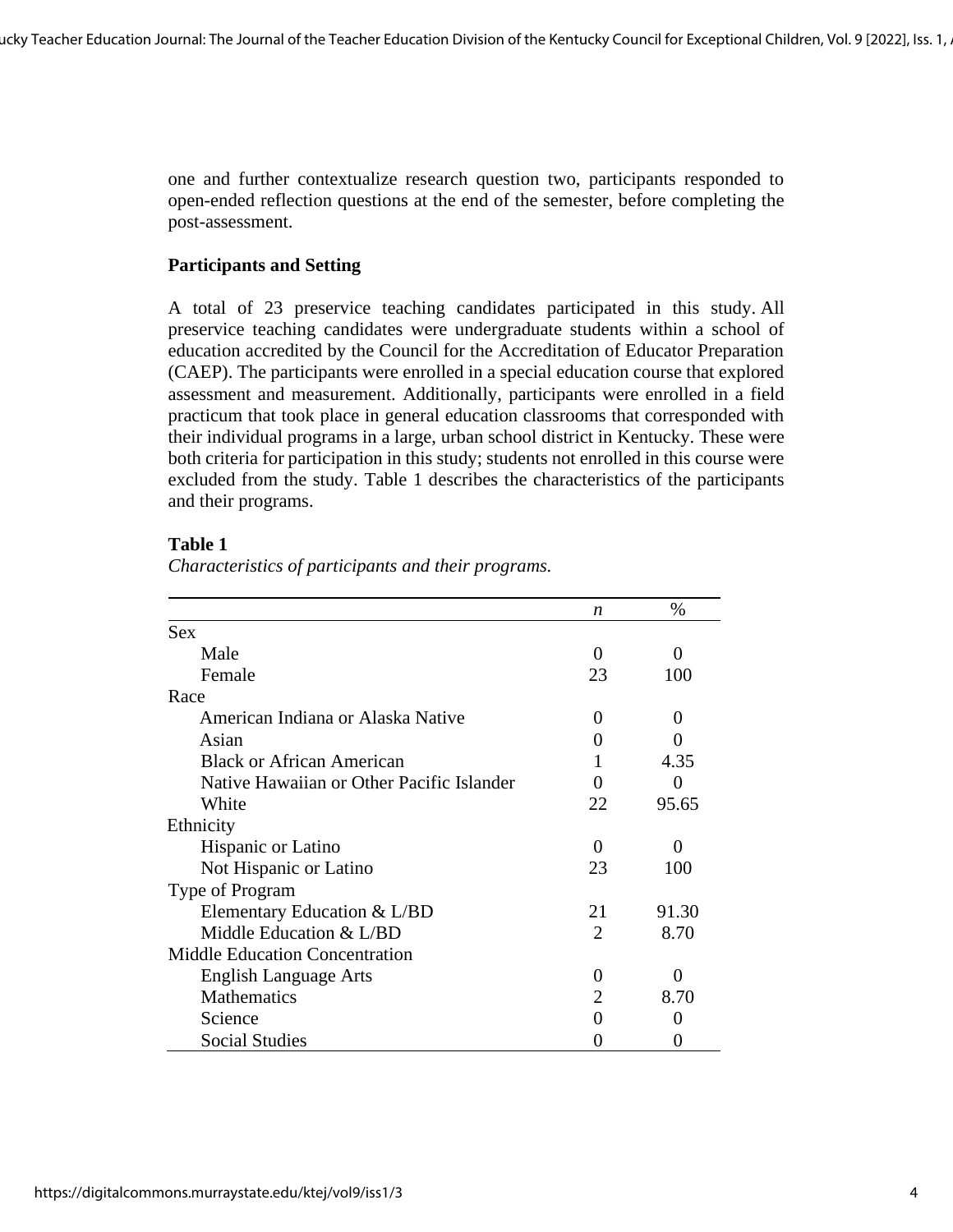one and further contextualize research question two, participants responded to open-ended reflection questions at the end of the semester, before completing the post-assessment.

### Participants and Setting

A total of 23 preservice teaching candidates participated in this study. All preservice teaching candidates were undergraduate students within a school of education accredited by the Council for the Accreditation of Educator Preparation (CAEP). The participants were enrolled in a special education course that explored assessment and measurement. Additionally, participants were enrolled in a field practicum that took place in general education classrooms that corresponded with their individual programs in a large, urban school district in Kentucky. These were both criteria for participation in this study; students not enrolled in this course were excluded from the study. Table 1 describes the characteristics of the participants and their programs.

**Table 1**

*Characteristics of participants and their programs.*

| | *n* | % |
|---|---|---|
| Sex | | |
| Male | 0 | 0 |
| Female | 23 | 100 |
| Race | | |
| American Indiana or Alaska Native | 0 | 0 |
| Asian | 0 | 0 |
| Black or African American | 1 | 4.35 |
| Native Hawaiian or Other Pacific Islander | 0 | 0 |
| White | 22 | 95.65 |
| Ethnicity | | |
| Hispanic or Latino | 0 | 0 |
| Not Hispanic or Latino | 23 | 100 |
| Type of Program | | |
| Elementary Education & L/BD | 21 | 91.30 |
| Middle Education & L/BD | 2 | 8.70 |
| Middle Education Concentration | | |
| English Language Arts | 0 | 0 |
| Mathematics | 2 | 8.70 |
| Science | 0 | 0 |
| Social Studies | 0 | 0 |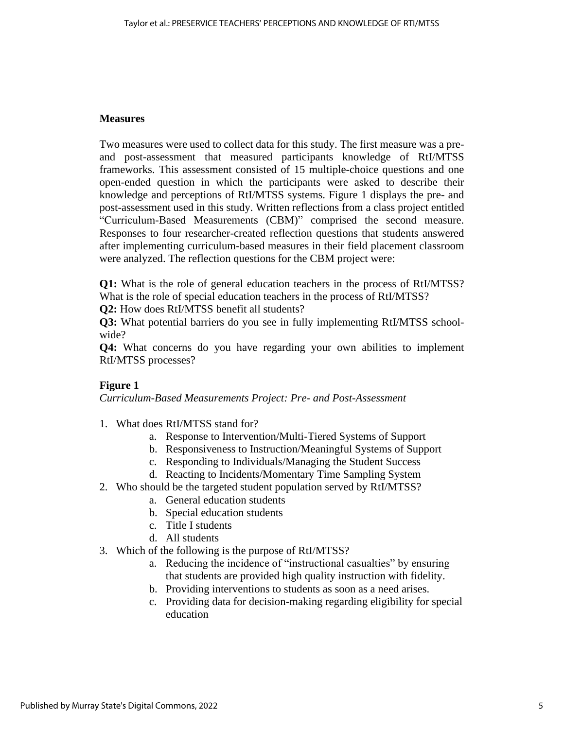## Measures

Two measures were used to collect data for this study. The first measure was a pre- and post-assessment that measured participants knowledge of RtI/MTSS frameworks. This assessment consisted of 15 multiple-choice questions and one open-ended question in which the participants were asked to describe their knowledge and perceptions of RtI/MTSS systems. Figure 1 displays the pre- and post-assessment used in this study. Written reflections from a class project entitled "Curriculum-Based Measurements (CBM)" comprised the second measure. Responses to four researcher-created reflection questions that students answered after implementing curriculum-based measures in their field placement classroom were analyzed. The reflection questions for the CBM project were:

**Q1:** What is the role of general education teachers in the process of RtI/MTSS? What is the role of special education teachers in the process of RtI/MTSS?
**Q2:** How does RtI/MTSS benefit all students?
**Q3:** What potential barriers do you see in fully implementing RtI/MTSS school-wide?
**Q4:** What concerns do you have regarding your own abilities to implement RtI/MTSS processes?

**Figure 1**
*Curriculum-Based Measurements Project: Pre- and Post-Assessment*

1. What does RtI/MTSS stand for?
    a. Response to Intervention/Multi-Tiered Systems of Support
    b. Responsiveness to Instruction/Meaningful Systems of Support
    c. Responding to Individuals/Managing the Student Success
    d. Reacting to Incidents/Momentary Time Sampling System
2. Who should be the targeted student population served by RtI/MTSS?
    a. General education students
    b. Special education students
    c. Title I students
    d. All students
3. Which of the following is the purpose of RtI/MTSS?
    a. Reducing the incidence of "instructional casualties" by ensuring that students are provided high quality instruction with fidelity.
    b. Providing interventions to students as soon as a need arises.
    c. Providing data for decision-making regarding eligibility for special education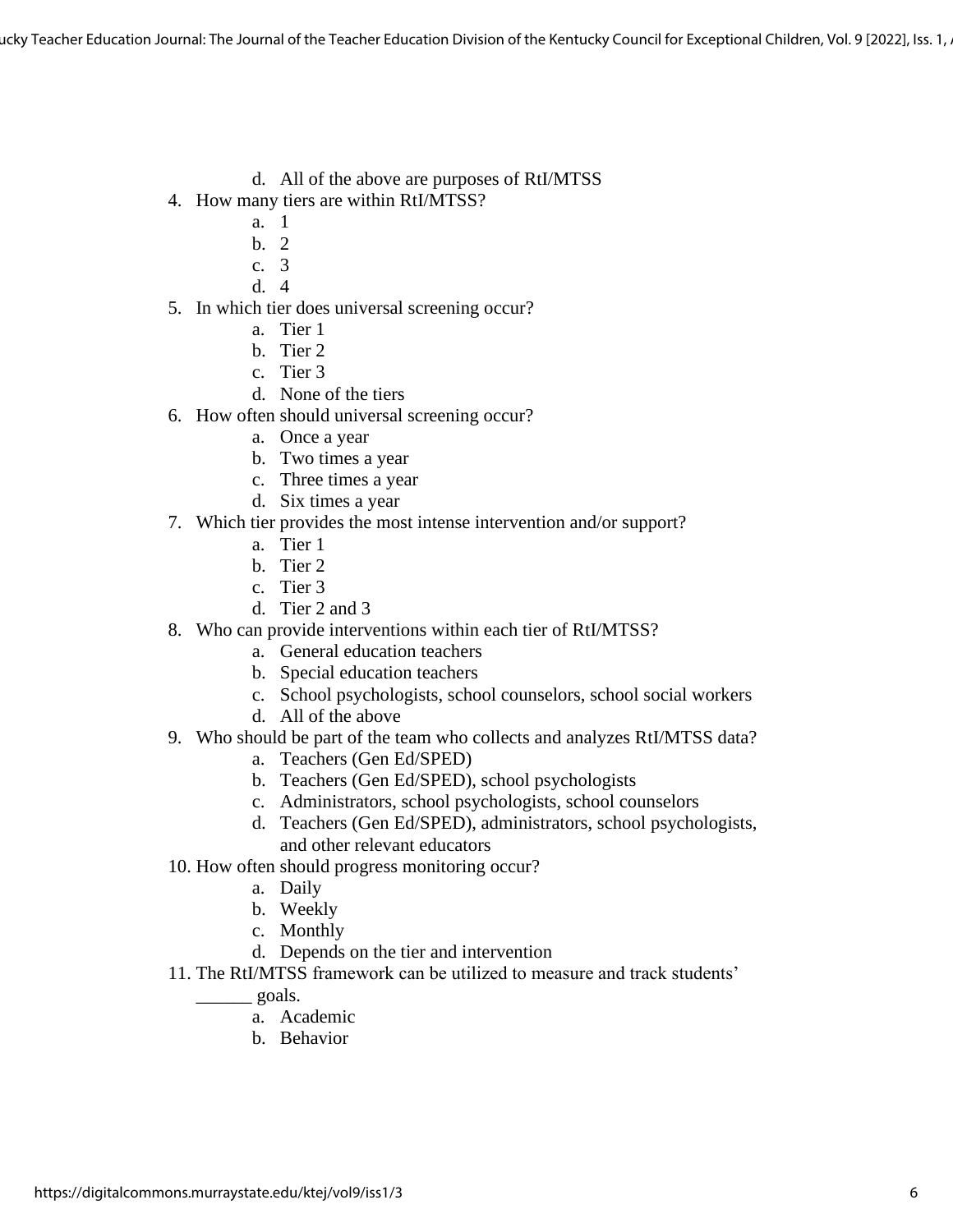d. All of the above are purposes of RtI/MTSS

4. How many tiers are within RtI/MTSS?
   a. 1
   b. 2
   c. 3
   d. 4
5. In which tier does universal screening occur?
   a. Tier 1
   b. Tier 2
   c. Tier 3
   d. None of the tiers
6. How often should universal screening occur?
   a. Once a year
   b. Two times a year
   c. Three times a year
   d. Six times a year
7. Which tier provides the most intense intervention and/or support?
   a. Tier 1
   b. Tier 2
   c. Tier 3
   d. Tier 2 and 3
8. Who can provide interventions within each tier of RtI/MTSS?
   a. General education teachers
   b. Special education teachers
   c. School psychologists, school counselors, school social workers
   d. All of the above
9. Who should be part of the team who collects and analyzes RtI/MTSS data?
   a. Teachers (Gen Ed/SPED)
   b. Teachers (Gen Ed/SPED), school psychologists
   c. Administrators, school psychologists, school counselors
   d. Teachers (Gen Ed/SPED), administrators, school psychologists, and other relevant educators
10. How often should progress monitoring occur?
    a. Daily
    b. Weekly
    c. Monthly
    d. Depends on the tier and intervention
11. The RtI/MTSS framework can be utilized to measure and track students' ______ goals.
    a. Academic
    b. Behavior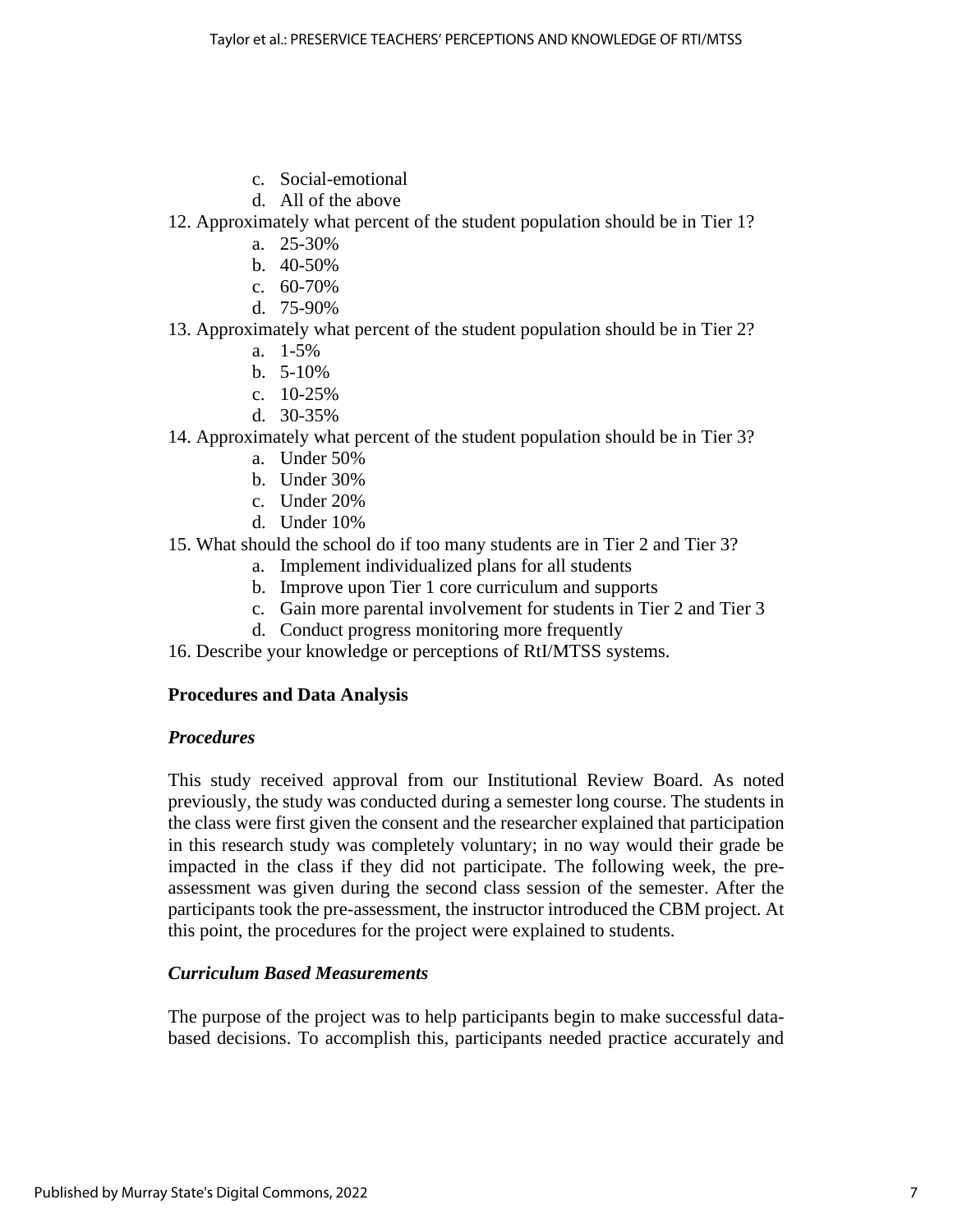c. Social-emotional
   d. All of the above

12. Approximately what percent of the student population should be in Tier 1?
   a. 25-30%
   b. 40-50%
   c. 60-70%
   d. 75-90%
13. Approximately what percent of the student population should be in Tier 2?
   a. 1-5%
   b. 5-10%
   c. 10-25%
   d. 30-35%
14. Approximately what percent of the student population should be in Tier 3?
   a. Under 50%
   b. Under 30%
   c. Under 20%
   d. Under 10%
15. What should the school do if too many students are in Tier 2 and Tier 3?
   a. Implement individualized plans for all students
   b. Improve upon Tier 1 core curriculum and supports
   c. Gain more parental involvement for students in Tier 2 and Tier 3
   d. Conduct progress monitoring more frequently
16. Describe your knowledge or perceptions of RtI/MTSS systems.

**Procedures and Data Analysis**

***Procedures***

This study received approval from our Institutional Review Board. As noted previously, the study was conducted during a semester long course. The students in the class were first given the consent and the researcher explained that participation in this research study was completely voluntary; in no way would their grade be impacted in the class if they did not participate. The following week, the pre-assessment was given during the second class session of the semester. After the participants took the pre-assessment, the instructor introduced the CBM project. At this point, the procedures for the project were explained to students.

***Curriculum Based Measurements***

The purpose of the project was to help participants begin to make successful data-based decisions. To accomplish this, participants needed practice accurately and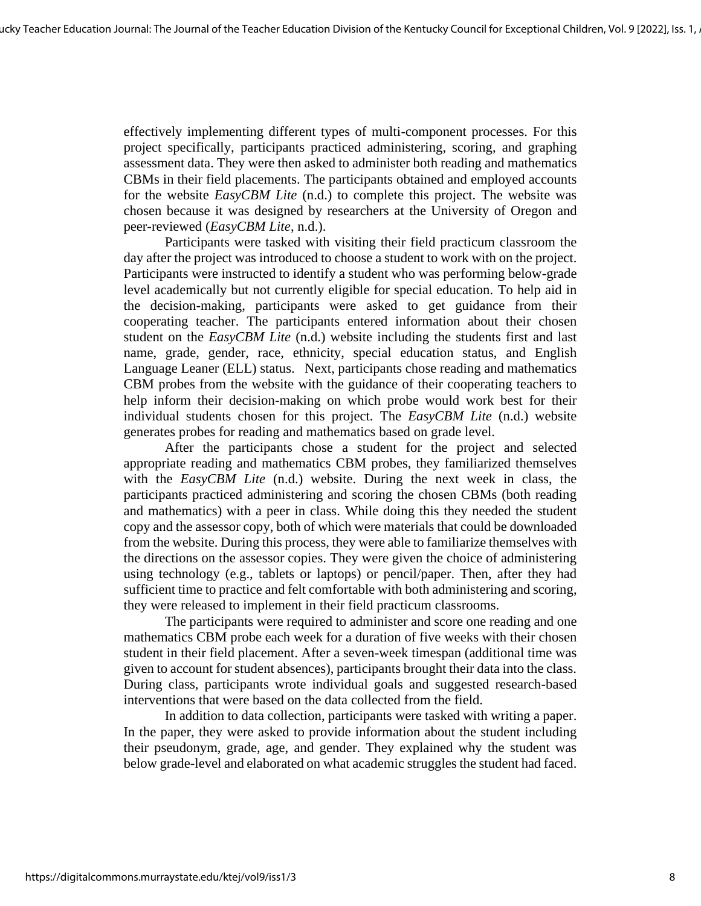effectively implementing different types of multi-component processes. For this project specifically, participants practiced administering, scoring, and graphing assessment data. They were then asked to administer both reading and mathematics CBMs in their field placements. The participants obtained and employed accounts for the website *EasyCBM Lite* (n.d.) to complete this project. The website was chosen because it was designed by researchers at the University of Oregon and peer-reviewed (*EasyCBM Lite*, n.d.).

Participants were tasked with visiting their field practicum classroom the day after the project was introduced to choose a student to work with on the project. Participants were instructed to identify a student who was performing below-grade level academically but not currently eligible for special education. To help aid in the decision-making, participants were asked to get guidance from their cooperating teacher. The participants entered information about their chosen student on the *EasyCBM Lite* (n.d.) website including the students first and last name, grade, gender, race, ethnicity, special education status, and English Language Leaner (ELL) status. Next, participants chose reading and mathematics CBM probes from the website with the guidance of their cooperating teachers to help inform their decision-making on which probe would work best for their individual students chosen for this project. The *EasyCBM Lite* (n.d.) website generates probes for reading and mathematics based on grade level.

After the participants chose a student for the project and selected appropriate reading and mathematics CBM probes, they familiarized themselves with the *EasyCBM Lite* (n.d.) website. During the next week in class, the participants practiced administering and scoring the chosen CBMs (both reading and mathematics) with a peer in class. While doing this they needed the student copy and the assessor copy, both of which were materials that could be downloaded from the website. During this process, they were able to familiarize themselves with the directions on the assessor copies. They were given the choice of administering using technology (e.g., tablets or laptops) or pencil/paper. Then, after they had sufficient time to practice and felt comfortable with both administering and scoring, they were released to implement in their field practicum classrooms.

The participants were required to administer and score one reading and one mathematics CBM probe each week for a duration of five weeks with their chosen student in their field placement. After a seven-week timespan (additional time was given to account for student absences), participants brought their data into the class. During class, participants wrote individual goals and suggested research-based interventions that were based on the data collected from the field.

In addition to data collection, participants were tasked with writing a paper. In the paper, they were asked to provide information about the student including their pseudonym, grade, age, and gender. They explained why the student was below grade-level and elaborated on what academic struggles the student had faced.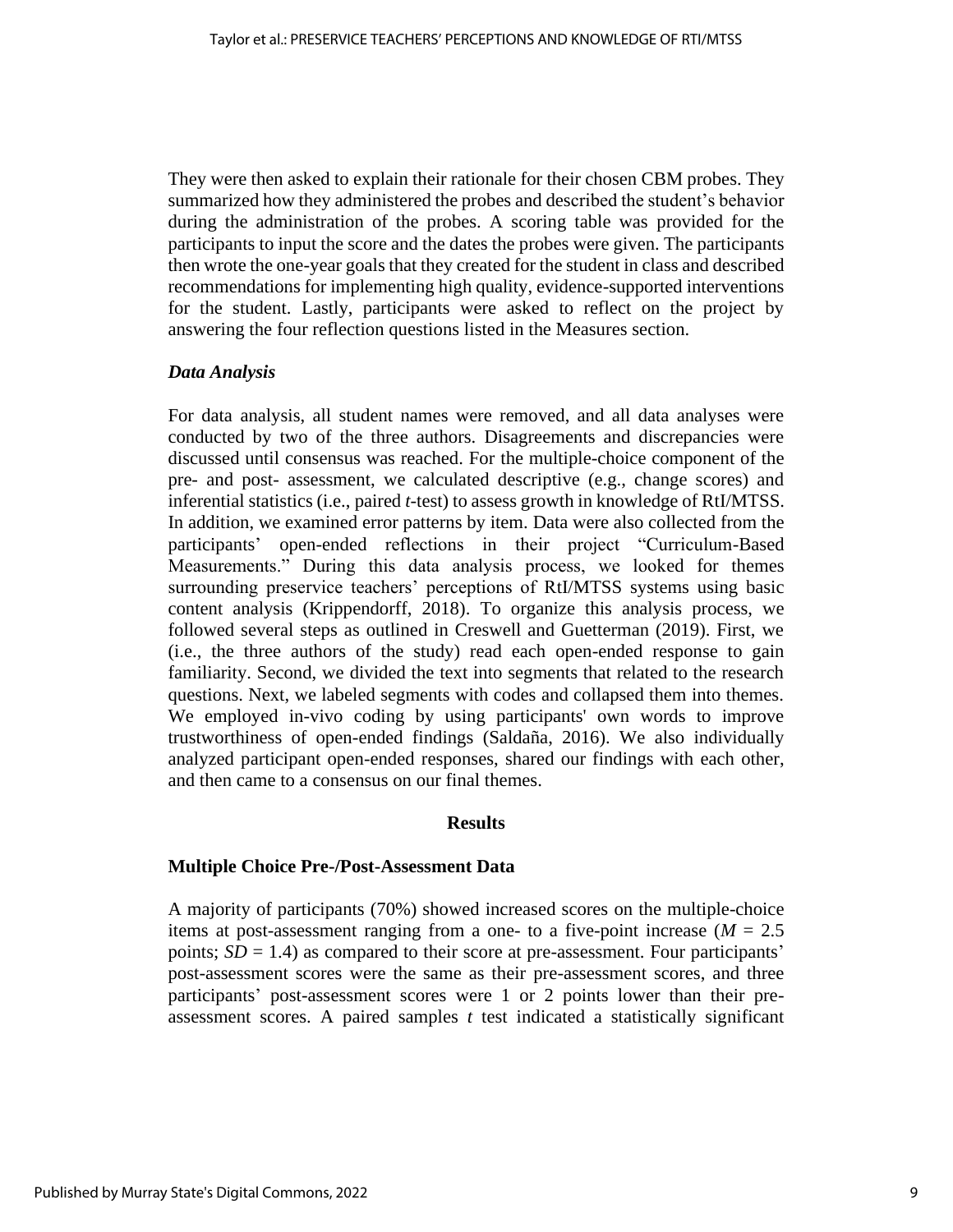They were then asked to explain their rationale for their chosen CBM probes. They summarized how they administered the probes and described the student's behavior during the administration of the probes. A scoring table was provided for the participants to input the score and the dates the probes were given. The participants then wrote the one-year goals that they created for the student in class and described recommendations for implementing high quality, evidence-supported interventions for the student. Lastly, participants were asked to reflect on the project by answering the four reflection questions listed in the Measures section.

### *Data Analysis*

For data analysis, all student names were removed, and all data analyses were conducted by two of the three authors. Disagreements and discrepancies were discussed until consensus was reached. For the multiple-choice component of the pre- and post- assessment, we calculated descriptive (e.g., change scores) and inferential statistics (i.e., paired *t*-test) to assess growth in knowledge of RtI/MTSS. In addition, we examined error patterns by item. Data were also collected from the participants' open-ended reflections in their project "Curriculum-Based Measurements." During this data analysis process, we looked for themes surrounding preservice teachers' perceptions of RtI/MTSS systems using basic content analysis (Krippendorff, 2018). To organize this analysis process, we followed several steps as outlined in Creswell and Guetterman (2019). First, we (i.e., the three authors of the study) read each open-ended response to gain familiarity. Second, we divided the text into segments that related to the research questions. Next, we labeled segments with codes and collapsed them into themes. We employed in-vivo coding by using participants' own words to improve trustworthiness of open-ended findings (Saldaña, 2016). We also individually analyzed participant open-ended responses, shared our findings with each other, and then came to a consensus on our final themes.

## Results

### Multiple Choice Pre-/Post-Assessment Data

A majority of participants (70%) showed increased scores on the multiple-choice items at post-assessment ranging from a one- to a five-point increase ($M$ = 2.5 points; $SD$ = 1.4) as compared to their score at pre-assessment. Four participants' post-assessment scores were the same as their pre-assessment scores, and three participants' post-assessment scores were 1 or 2 points lower than their pre-assessment scores. A paired samples $t$ test indicated a statistically significant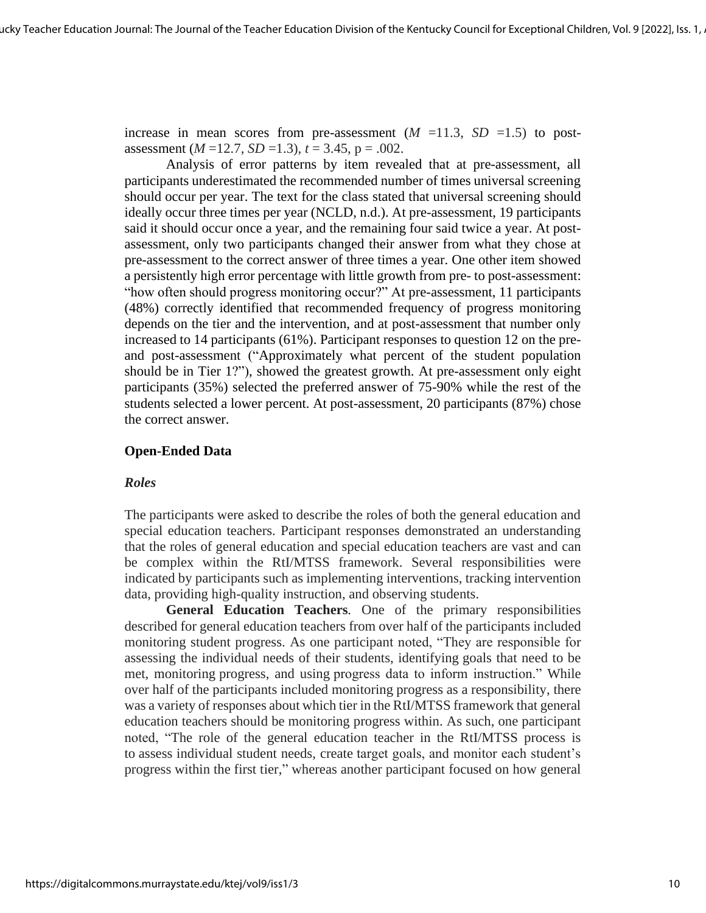increase in mean scores from pre-assessment ($M$ =11.3, $SD$ =1.5) to post-assessment ($M$ =12.7, $SD$ =1.3), $t$ = 3.45, p = .002.

Analysis of error patterns by item revealed that at pre-assessment, all participants underestimated the recommended number of times universal screening should occur per year. The text for the class stated that universal screening should ideally occur three times per year (NCLD, n.d.). At pre-assessment, 19 participants said it should occur once a year, and the remaining four said twice a year. At post-assessment, only two participants changed their answer from what they chose at pre-assessment to the correct answer of three times a year. One other item showed a persistently high error percentage with little growth from pre- to post-assessment: "how often should progress monitoring occur?" At pre-assessment, 11 participants (48%) correctly identified that recommended frequency of progress monitoring depends on the tier and the intervention, and at post-assessment that number only increased to 14 participants (61%). Participant responses to question 12 on the pre- and post-assessment ("Approximately what percent of the student population should be in Tier 1?"), showed the greatest growth. At pre-assessment only eight participants (35%) selected the preferred answer of 75-90% while the rest of the students selected a lower percent. At post-assessment, 20 participants (87%) chose the correct answer.

## Open-Ended Data

### *Roles*

The participants were asked to describe the roles of both the general education and special education teachers. Participant responses demonstrated an understanding that the roles of general education and special education teachers are vast and can be complex within the RtI/MTSS framework. Several responsibilities were indicated by participants such as implementing interventions, tracking intervention data, providing high-quality instruction, and observing students.

**General Education Teachers**. One of the primary responsibilities described for general education teachers from over half of the participants included monitoring student progress. As one participant noted, "They are responsible for assessing the individual needs of their students, identifying goals that need to be met, monitoring progress, and using progress data to inform instruction." While over half of the participants included monitoring progress as a responsibility, there was a variety of responses about which tier in the RtI/MTSS framework that general education teachers should be monitoring progress within. As such, one participant noted, "The role of the general education teacher in the RtI/MTSS process is to assess individual student needs, create target goals, and monitor each student's progress within the first tier," whereas another participant focused on how general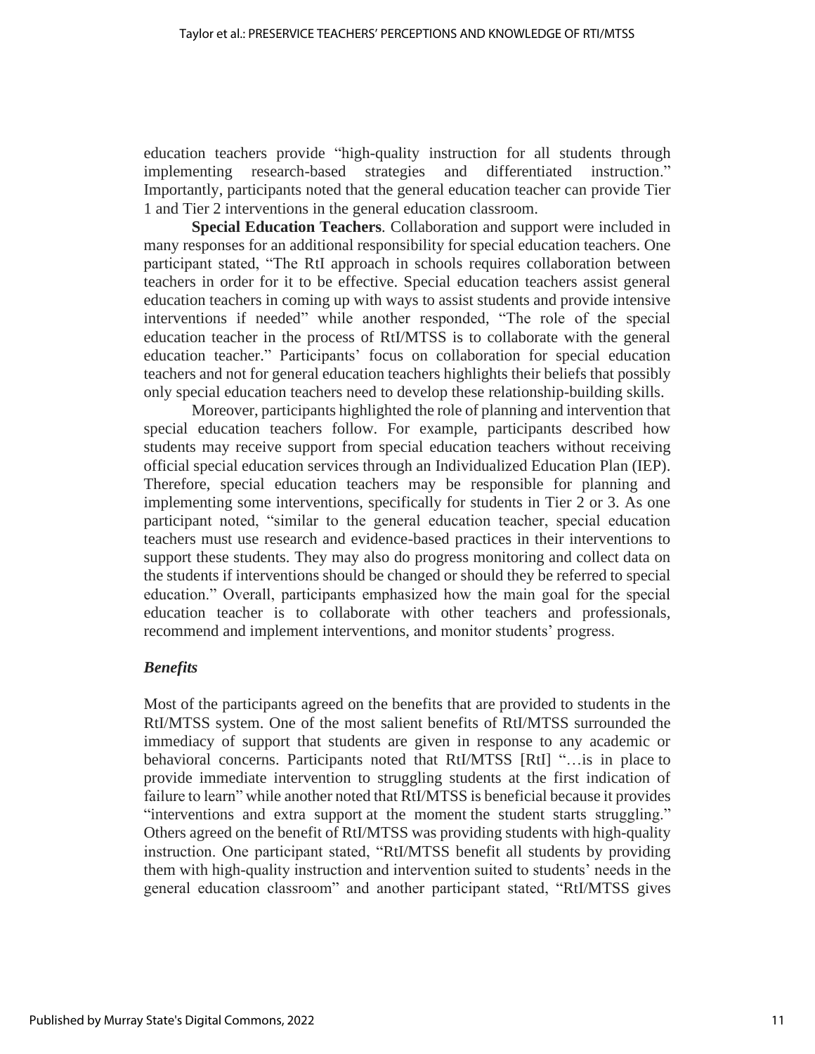education teachers provide "high-quality instruction for all students through implementing research-based strategies and differentiated instruction." Importantly, participants noted that the general education teacher can provide Tier 1 and Tier 2 interventions in the general education classroom.

**Special Education Teachers**. Collaboration and support were included in many responses for an additional responsibility for special education teachers. One participant stated, "The RtI approach in schools requires collaboration between teachers in order for it to be effective. Special education teachers assist general education teachers in coming up with ways to assist students and provide intensive interventions if needed" while another responded, "The role of the special education teacher in the process of RtI/MTSS is to collaborate with the general education teacher." Participants' focus on collaboration for special education teachers and not for general education teachers highlights their beliefs that possibly only special education teachers need to develop these relationship-building skills.

Moreover, participants highlighted the role of planning and intervention that special education teachers follow. For example, participants described how students may receive support from special education teachers without receiving official special education services through an Individualized Education Plan (IEP). Therefore, special education teachers may be responsible for planning and implementing some interventions, specifically for students in Tier 2 or 3. As one participant noted, "similar to the general education teacher, special education teachers must use research and evidence-based practices in their interventions to support these students. They may also do progress monitoring and collect data on the students if interventions should be changed or should they be referred to special education." Overall, participants emphasized how the main goal for the special education teacher is to collaborate with other teachers and professionals, recommend and implement interventions, and monitor students' progress.

### *Benefits*

Most of the participants agreed on the benefits that are provided to students in the RtI/MTSS system. One of the most salient benefits of RtI/MTSS surrounded the immediacy of support that students are given in response to any academic or behavioral concerns. Participants noted that RtI/MTSS [RtI] "…is in place to provide immediate intervention to struggling students at the first indication of failure to learn" while another noted that RtI/MTSS is beneficial because it provides "interventions and extra support at the moment the student starts struggling." Others agreed on the benefit of RtI/MTSS was providing students with high-quality instruction. One participant stated, "RtI/MTSS benefit all students by providing them with high-quality instruction and intervention suited to students' needs in the general education classroom" and another participant stated, "RtI/MTSS gives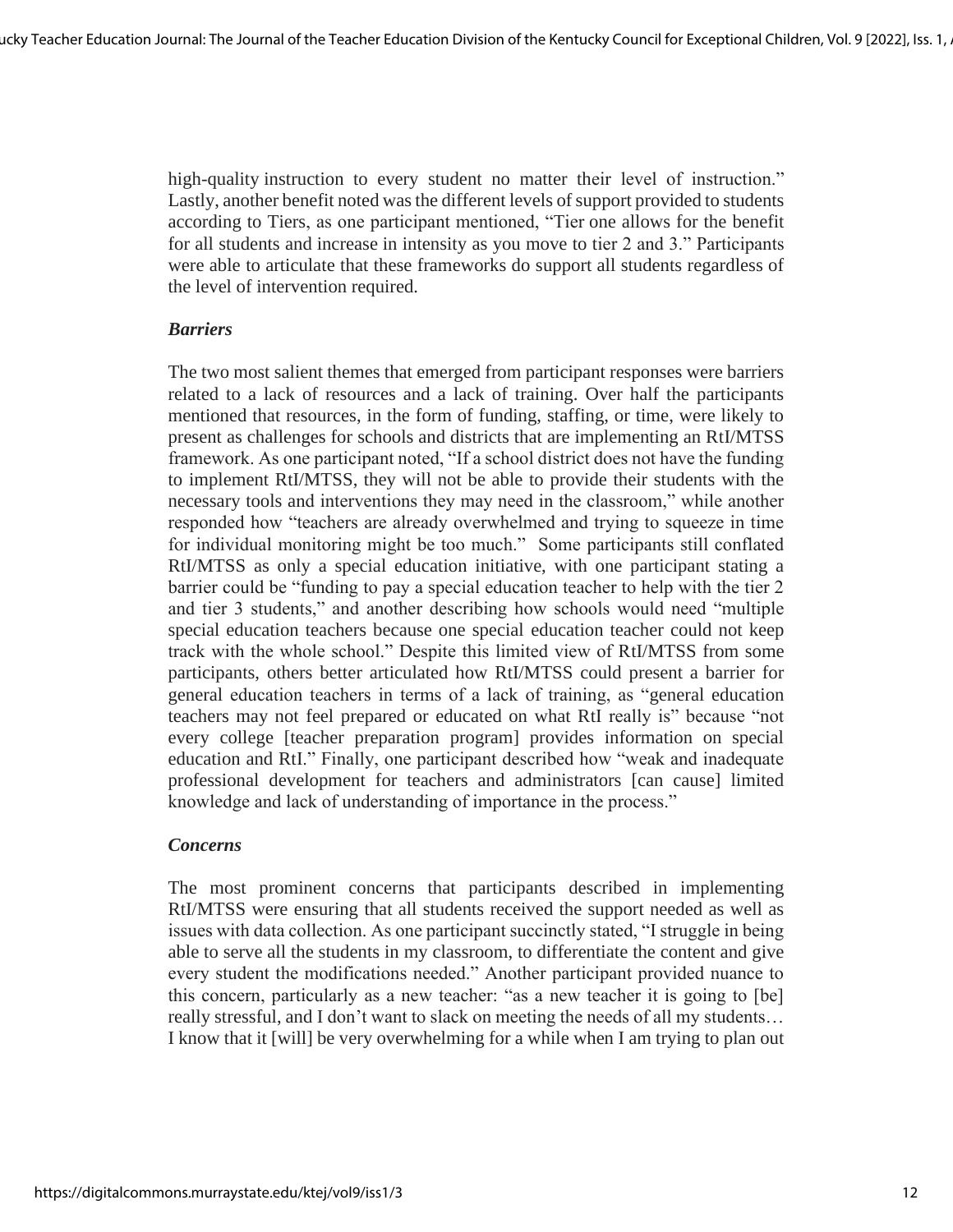high-quality instruction to every student no matter their level of instruction." Lastly, another benefit noted was the different levels of support provided to students according to Tiers, as one participant mentioned, "Tier one allows for the benefit for all students and increase in intensity as you move to tier 2 and 3." Participants were able to articulate that these frameworks do support all students regardless of the level of intervention required.

### *Barriers*

The two most salient themes that emerged from participant responses were barriers related to a lack of resources and a lack of training. Over half the participants mentioned that resources, in the form of funding, staffing, or time, were likely to present as challenges for schools and districts that are implementing an RtI/MTSS framework. As one participant noted, "If a school district does not have the funding to implement RtI/MTSS, they will not be able to provide their students with the necessary tools and interventions they may need in the classroom," while another responded how "teachers are already overwhelmed and trying to squeeze in time for individual monitoring might be too much." Some participants still conflated RtI/MTSS as only a special education initiative, with one participant stating a barrier could be "funding to pay a special education teacher to help with the tier 2 and tier 3 students," and another describing how schools would need "multiple special education teachers because one special education teacher could not keep track with the whole school." Despite this limited view of RtI/MTSS from some participants, others better articulated how RtI/MTSS could present a barrier for general education teachers in terms of a lack of training, as "general education teachers may not feel prepared or educated on what RtI really is" because "not every college [teacher preparation program] provides information on special education and RtI." Finally, one participant described how "weak and inadequate professional development for teachers and administrators [can cause] limited knowledge and lack of understanding of importance in the process."

### *Concerns*

The most prominent concerns that participants described in implementing RtI/MTSS were ensuring that all students received the support needed as well as issues with data collection. As one participant succinctly stated, "I struggle in being able to serve all the students in my classroom, to differentiate the content and give every student the modifications needed." Another participant provided nuance to this concern, particularly as a new teacher: "as a new teacher it is going to [be] really stressful, and I don't want to slack on meeting the needs of all my students… I know that it [will] be very overwhelming for a while when I am trying to plan out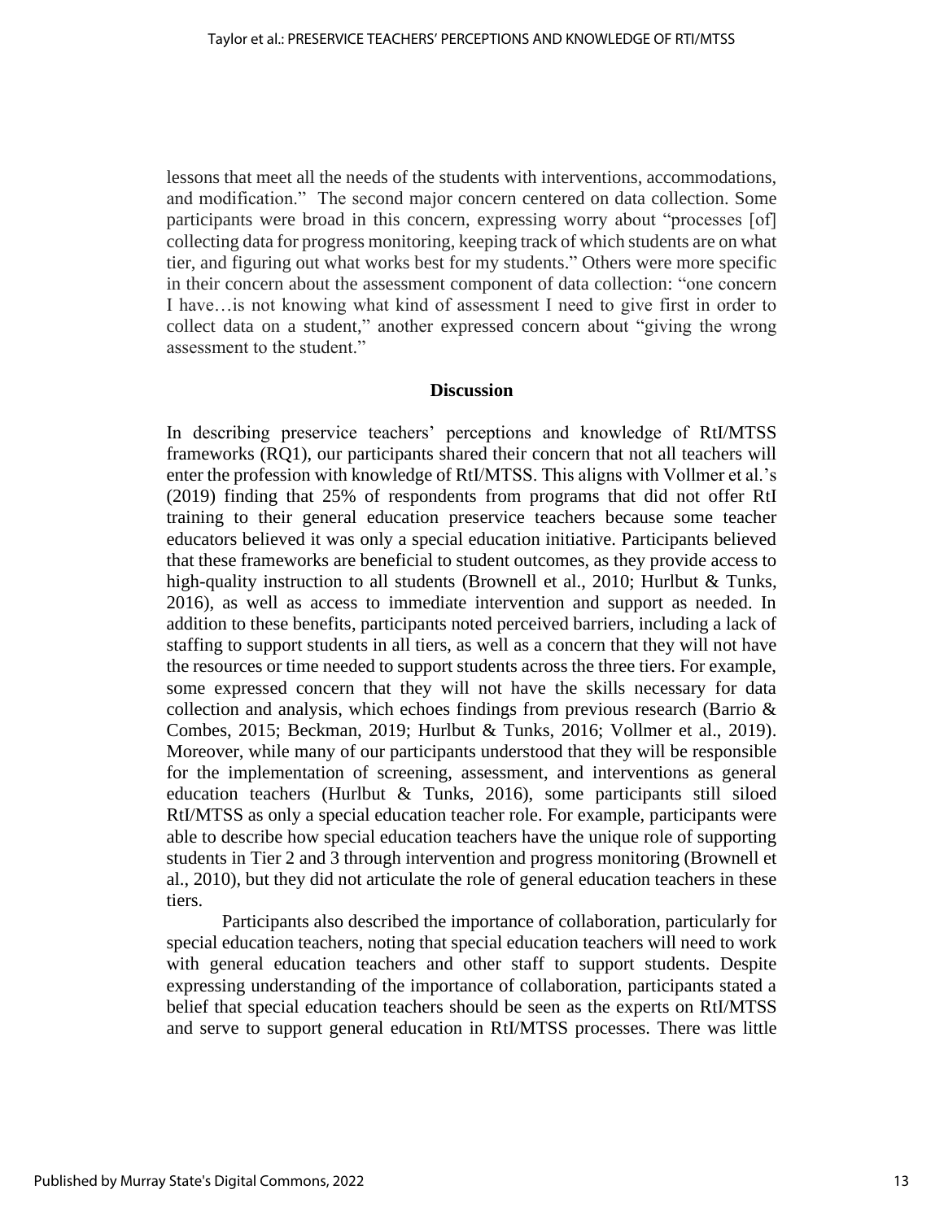lessons that meet all the needs of the students with interventions, accommodations, and modification." The second major concern centered on data collection. Some participants were broad in this concern, expressing worry about "processes [of] collecting data for progress monitoring, keeping track of which students are on what tier, and figuring out what works best for my students." Others were more specific in their concern about the assessment component of data collection: "one concern I have…is not knowing what kind of assessment I need to give first in order to collect data on a student," another expressed concern about "giving the wrong assessment to the student."

## Discussion

In describing preservice teachers' perceptions and knowledge of RtI/MTSS frameworks (RQ1), our participants shared their concern that not all teachers will enter the profession with knowledge of RtI/MTSS. This aligns with Vollmer et al.'s (2019) finding that 25% of respondents from programs that did not offer RtI training to their general education preservice teachers because some teacher educators believed it was only a special education initiative. Participants believed that these frameworks are beneficial to student outcomes, as they provide access to high-quality instruction to all students (Brownell et al., 2010; Hurlbut & Tunks, 2016), as well as access to immediate intervention and support as needed. In addition to these benefits, participants noted perceived barriers, including a lack of staffing to support students in all tiers, as well as a concern that they will not have the resources or time needed to support students across the three tiers. For example, some expressed concern that they will not have the skills necessary for data collection and analysis, which echoes findings from previous research (Barrio & Combes, 2015; Beckman, 2019; Hurlbut & Tunks, 2016; Vollmer et al., 2019). Moreover, while many of our participants understood that they will be responsible for the implementation of screening, assessment, and interventions as general education teachers (Hurlbut & Tunks, 2016), some participants still siloed RtI/MTSS as only a special education teacher role. For example, participants were able to describe how special education teachers have the unique role of supporting students in Tier 2 and 3 through intervention and progress monitoring (Brownell et al., 2010), but they did not articulate the role of general education teachers in these tiers.

Participants also described the importance of collaboration, particularly for special education teachers, noting that special education teachers will need to work with general education teachers and other staff to support students. Despite expressing understanding of the importance of collaboration, participants stated a belief that special education teachers should be seen as the experts on RtI/MTSS and serve to support general education in RtI/MTSS processes. There was little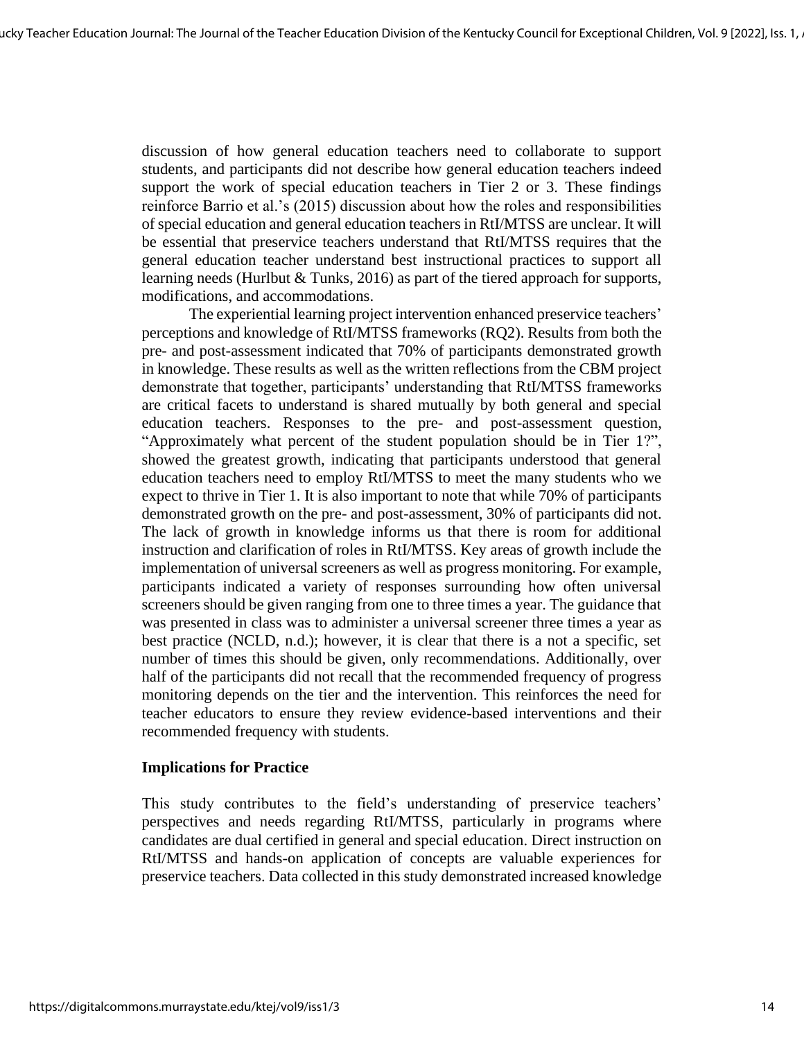discussion of how general education teachers need to collaborate to support students, and participants did not describe how general education teachers indeed support the work of special education teachers in Tier 2 or 3. These findings reinforce Barrio et al.'s (2015) discussion about how the roles and responsibilities of special education and general education teachers in RtI/MTSS are unclear. It will be essential that preservice teachers understand that RtI/MTSS requires that the general education teacher understand best instructional practices to support all learning needs (Hurlbut & Tunks, 2016) as part of the tiered approach for supports, modifications, and accommodations.

The experiential learning project intervention enhanced preservice teachers' perceptions and knowledge of RtI/MTSS frameworks (RQ2). Results from both the pre- and post-assessment indicated that 70% of participants demonstrated growth in knowledge. These results as well as the written reflections from the CBM project demonstrate that together, participants' understanding that RtI/MTSS frameworks are critical facets to understand is shared mutually by both general and special education teachers. Responses to the pre- and post-assessment question, "Approximately what percent of the student population should be in Tier 1?", showed the greatest growth, indicating that participants understood that general education teachers need to employ RtI/MTSS to meet the many students who we expect to thrive in Tier 1. It is also important to note that while 70% of participants demonstrated growth on the pre- and post-assessment, 30% of participants did not. The lack of growth in knowledge informs us that there is room for additional instruction and clarification of roles in RtI/MTSS. Key areas of growth include the implementation of universal screeners as well as progress monitoring. For example, participants indicated a variety of responses surrounding how often universal screeners should be given ranging from one to three times a year. The guidance that was presented in class was to administer a universal screener three times a year as best practice (NCLD, n.d.); however, it is clear that there is a not a specific, set number of times this should be given, only recommendations. Additionally, over half of the participants did not recall that the recommended frequency of progress monitoring depends on the tier and the intervention. This reinforces the need for teacher educators to ensure they review evidence-based interventions and their recommended frequency with students.

### Implications for Practice

This study contributes to the field's understanding of preservice teachers' perspectives and needs regarding RtI/MTSS, particularly in programs where candidates are dual certified in general and special education. Direct instruction on RtI/MTSS and hands-on application of concepts are valuable experiences for preservice teachers. Data collected in this study demonstrated increased knowledge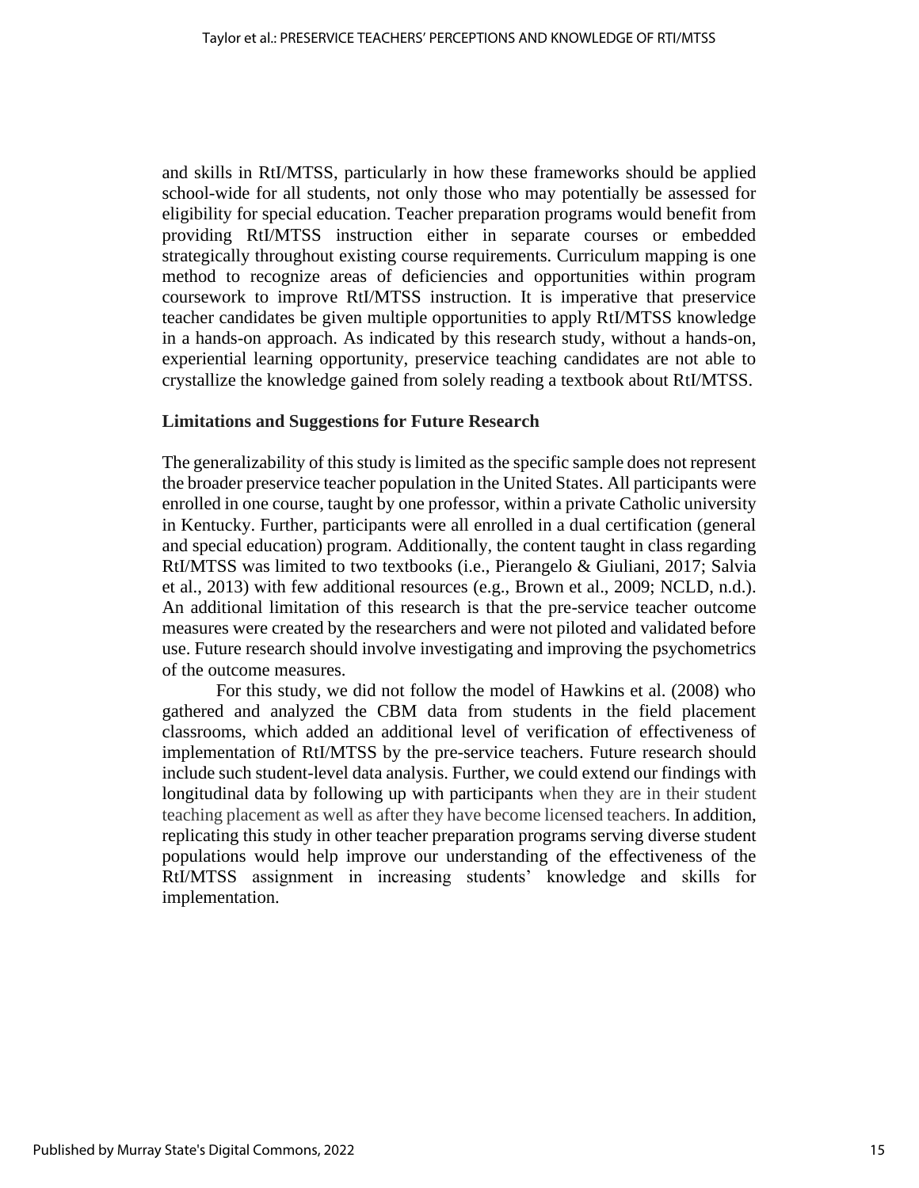and skills in RtI/MTSS, particularly in how these frameworks should be applied school-wide for all students, not only those who may potentially be assessed for eligibility for special education. Teacher preparation programs would benefit from providing RtI/MTSS instruction either in separate courses or embedded strategically throughout existing course requirements. Curriculum mapping is one method to recognize areas of deficiencies and opportunities within program coursework to improve RtI/MTSS instruction. It is imperative that preservice teacher candidates be given multiple opportunities to apply RtI/MTSS knowledge in a hands-on approach. As indicated by this research study, without a hands-on, experiential learning opportunity, preservice teaching candidates are not able to crystallize the knowledge gained from solely reading a textbook about RtI/MTSS.

## Limitations and Suggestions for Future Research

The generalizability of this study is limited as the specific sample does not represent the broader preservice teacher population in the United States. All participants were enrolled in one course, taught by one professor, within a private Catholic university in Kentucky. Further, participants were all enrolled in a dual certification (general and special education) program. Additionally, the content taught in class regarding RtI/MTSS was limited to two textbooks (i.e., Pierangelo & Giuliani, 2017; Salvia et al., 2013) with few additional resources (e.g., Brown et al., 2009; NCLD, n.d.). An additional limitation of this research is that the pre-service teacher outcome measures were created by the researchers and were not piloted and validated before use. Future research should involve investigating and improving the psychometrics of the outcome measures.

For this study, we did not follow the model of Hawkins et al. (2008) who gathered and analyzed the CBM data from students in the field placement classrooms, which added an additional level of verification of effectiveness of implementation of RtI/MTSS by the pre-service teachers. Future research should include such student-level data analysis. Further, we could extend our findings with longitudinal data by following up with participants when they are in their student teaching placement as well as after they have become licensed teachers. In addition, replicating this study in other teacher preparation programs serving diverse student populations would help improve our understanding of the effectiveness of the RtI/MTSS assignment in increasing students' knowledge and skills for implementation.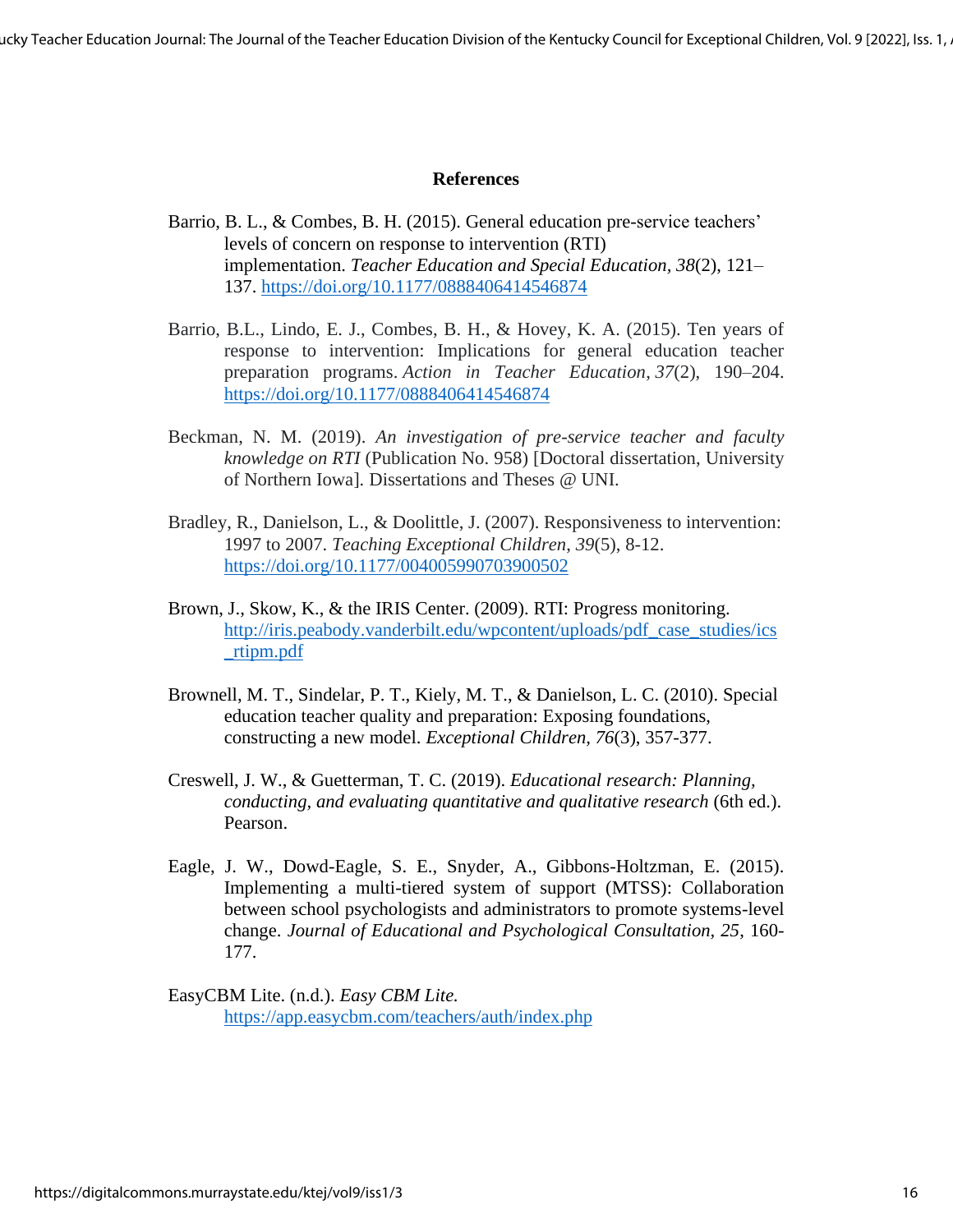## References

Barrio, B. L., & Combes, B. H. (2015). General education pre-service teachers' levels of concern on response to intervention (RTI) implementation. *Teacher Education and Special Education, 38*(2), 121–137. https://doi.org/10.1177/0888406414546874

Barrio, B.L., Lindo, E. J., Combes, B. H., & Hovey, K. A. (2015). Ten years of response to intervention: Implications for general education teacher preparation programs. *Action in Teacher Education*, *37*(2), 190–204. https://doi.org/10.1177/0888406414546874

Beckman, N. M. (2019). *An investigation of pre-service teacher and faculty knowledge on RTI* (Publication No. 958) [Doctoral dissertation, University of Northern Iowa]. Dissertations and Theses @ UNI.

Bradley, R., Danielson, L., & Doolittle, J. (2007). Responsiveness to intervention: 1997 to 2007. *Teaching Exceptional Children*, *39*(5), 8-12. https://doi.org/10.1177/004005990703900502

Brown, J., Skow, K., & the IRIS Center. (2009). RTI: Progress monitoring. http://iris.peabody.vanderbilt.edu/wpcontent/uploads/pdf_case_studies/ics_rtipm.pdf

Brownell, M. T., Sindelar, P. T., Kiely, M. T., & Danielson, L. C. (2010). Special education teacher quality and preparation: Exposing foundations, constructing a new model. *Exceptional Children, 76*(3), 357-377.

Creswell, J. W., & Guetterman, T. C. (2019). *Educational research: Planning, conducting, and evaluating quantitative and qualitative research* (6th ed.). Pearson.

Eagle, J. W., Dowd-Eagle, S. E., Snyder, A., Gibbons-Holtzman, E. (2015). Implementing a multi-tiered system of support (MTSS): Collaboration between school psychologists and administrators to promote systems-level change. *Journal of Educational and Psychological Consultation, 25*, 160-177.

EasyCBM Lite. (n.d.). *Easy CBM Lite.* https://app.easycbm.com/teachers/auth/index.php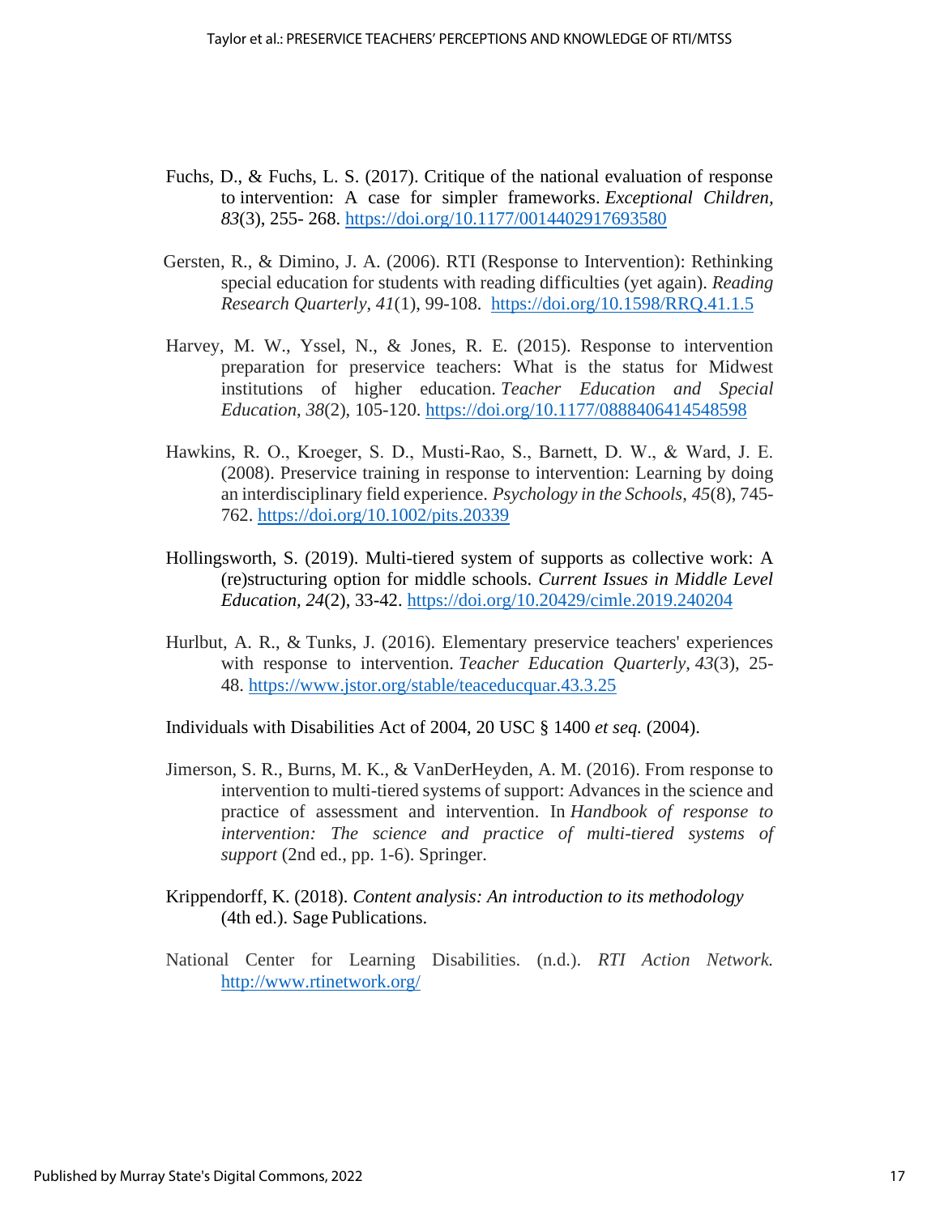Fuchs, D., & Fuchs, L. S. (2017). Critique of the national evaluation of response to intervention: A case for simpler frameworks. *Exceptional Children*, *83*(3), 255- 268. https://doi.org/10.1177/0014402917693580

Gersten, R., & Dimino, J. A. (2006). RTI (Response to Intervention): Rethinking special education for students with reading difficulties (yet again). *Reading Research Quarterly*, *41*(1), 99-108. https://doi.org/10.1598/RRQ.41.1.5

Harvey, M. W., Yssel, N., & Jones, R. E. (2015). Response to intervention preparation for preservice teachers: What is the status for Midwest institutions of higher education. *Teacher Education and Special Education*, *38*(2), 105-120. https://doi.org/10.1177/0888406414548598

Hawkins, R. O., Kroeger, S. D., Musti-Rao, S., Barnett, D. W., & Ward, J. E. (2008). Preservice training in response to intervention: Learning by doing an interdisciplinary field experience. *Psychology in the Schools*, *45*(8), 745-762. https://doi.org/10.1002/pits.20339

Hollingsworth, S. (2019). Multi-tiered system of supports as collective work: A (re)structuring option for middle schools. *Current Issues in Middle Level Education, 24*(2), 33-42. https://doi.org/10.20429/cimle.2019.240204

Hurlbut, A. R., & Tunks, J. (2016). Elementary preservice teachers' experiences with response to intervention. *Teacher Education Quarterly*, *43*(3), 25-48. https://www.jstor.org/stable/teaceducquar.43.3.25

Individuals with Disabilities Act of 2004, 20 USC § 1400 *et seq.* (2004).

Jimerson, S. R., Burns, M. K., & VanDerHeyden, A. M. (2016). From response to intervention to multi-tiered systems of support: Advances in the science and practice of assessment and intervention. In *Handbook of response to intervention: The science and practice of multi-tiered systems of support* (2nd ed., pp. 1-6). Springer.

Krippendorff, K. (2018). *Content analysis: An introduction to its methodology* (4th ed.). Sage Publications.

National Center for Learning Disabilities. (n.d.). *RTI Action Network.* http://www.rtinetwork.org/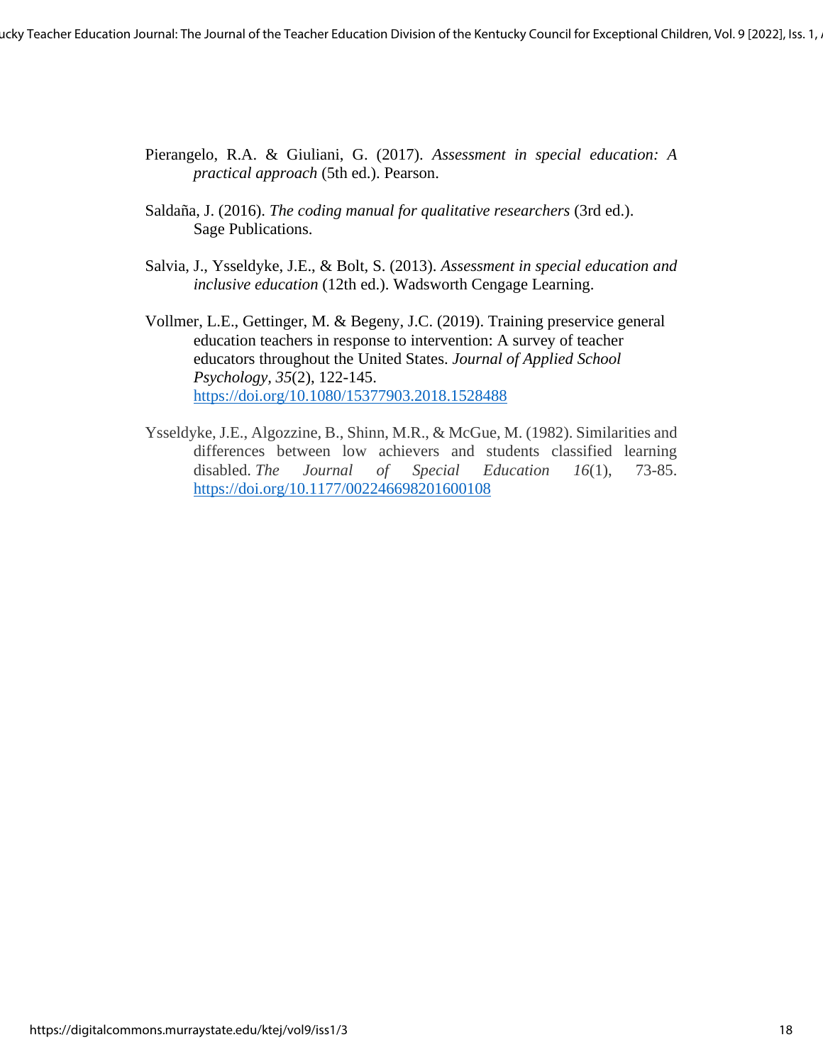Pierangelo, R.A. & Giuliani, G. (2017). *Assessment in special education: A practical approach* (5th ed.). Pearson.

Saldaña, J. (2016). *The coding manual for qualitative researchers* (3rd ed.). Sage Publications.

Salvia, J., Ysseldyke, J.E., & Bolt, S. (2013). *Assessment in special education and inclusive education* (12th ed.). Wadsworth Cengage Learning.

Vollmer, L.E., Gettinger, M. & Begeny, J.C. (2019). Training preservice general education teachers in response to intervention: A survey of teacher educators throughout the United States. *Journal of Applied School Psychology, 35*(2), 122-145. https://doi.org/10.1080/15377903.2018.1528488

Ysseldyke, J.E., Algozzine, B., Shinn, M.R., & McGue, M. (1982). Similarities and differences between low achievers and students classified learning disabled. *The Journal of Special Education 16*(1), 73-85. https://doi.org/10.1177/002246698201600108